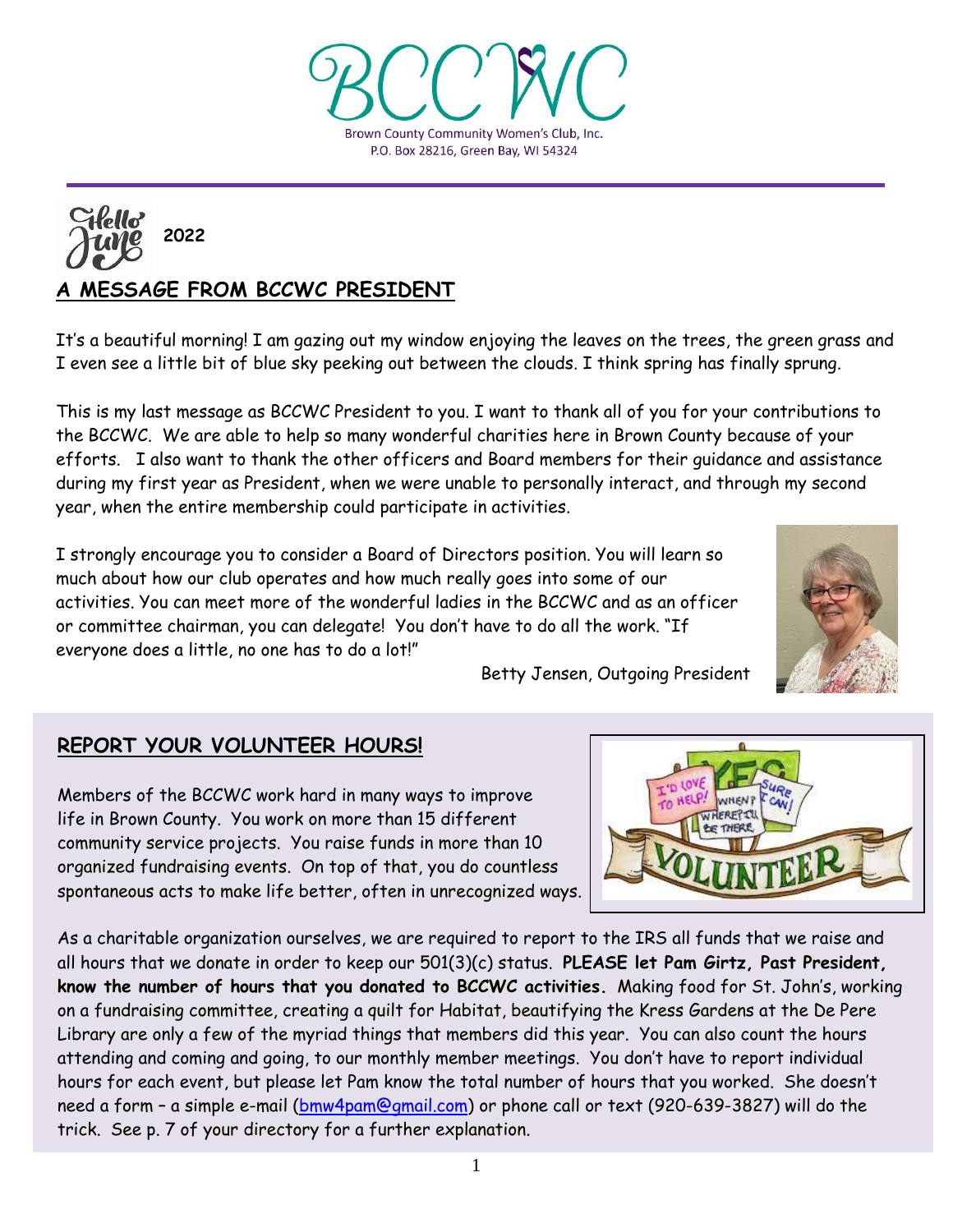# BCCWC

Brown County Community Women's Club, Inc.
P.O. Box 28216, Green Bay, WI 54324

Hello June 2022

## A MESSAGE FROM BCCWC PRESIDENT

It's a beautiful morning! I am gazing out my window enjoying the leaves on the trees, the green grass and I even see a little bit of blue sky peeking out between the clouds. I think spring has finally sprung.

This is my last message as BCCWC President to you. I want to thank all of you for your contributions to the BCCWC. We are able to help so many wonderful charities here in Brown County because of your efforts. I also want to thank the other officers and Board members for their guidance and assistance during my first year as President, when we were unable to personally interact, and through my second year, when the entire membership could participate in activities.

I strongly encourage you to consider a Board of Directors position. You will learn so much about how our club operates and how much really goes into some of our activities. You can meet more of the wonderful ladies in the BCCWC and as an officer or committee chairman, you can delegate! You don't have to do all the work. "If everyone does a little, no one has to do a lot!"

Betty Jensen, Outgoing President

## REPORT YOUR VOLUNTEER HOURS!

Members of the BCCWC work hard in many ways to improve life in Brown County. You work on more than 15 different community service projects. You raise funds in more than 10 organized fundraising events. On top of that, you do countless spontaneous acts to make life better, often in unrecognized ways.

As a charitable organization ourselves, we are required to report to the IRS all funds that we raise and all hours that we donate in order to keep our 501(3)(c) status. **PLEASE let Pam Girtz, Past President, know the number of hours that you donated to BCCWC activities.** Making food for St. John's, working on a fundraising committee, creating a quilt for Habitat, beautifying the Kress Gardens at the De Pere Library are only a few of the myriad things that members did this year. You can also count the hours attending and coming and going, to our monthly member meetings. You don't have to report individual hours for each event, but please let Pam know the total number of hours that you worked. She doesn't need a form – a simple e-mail (bmw4pam@gmail.com) or phone call or text (920-639-3827) will do the trick. See p. 7 of your directory for a further explanation.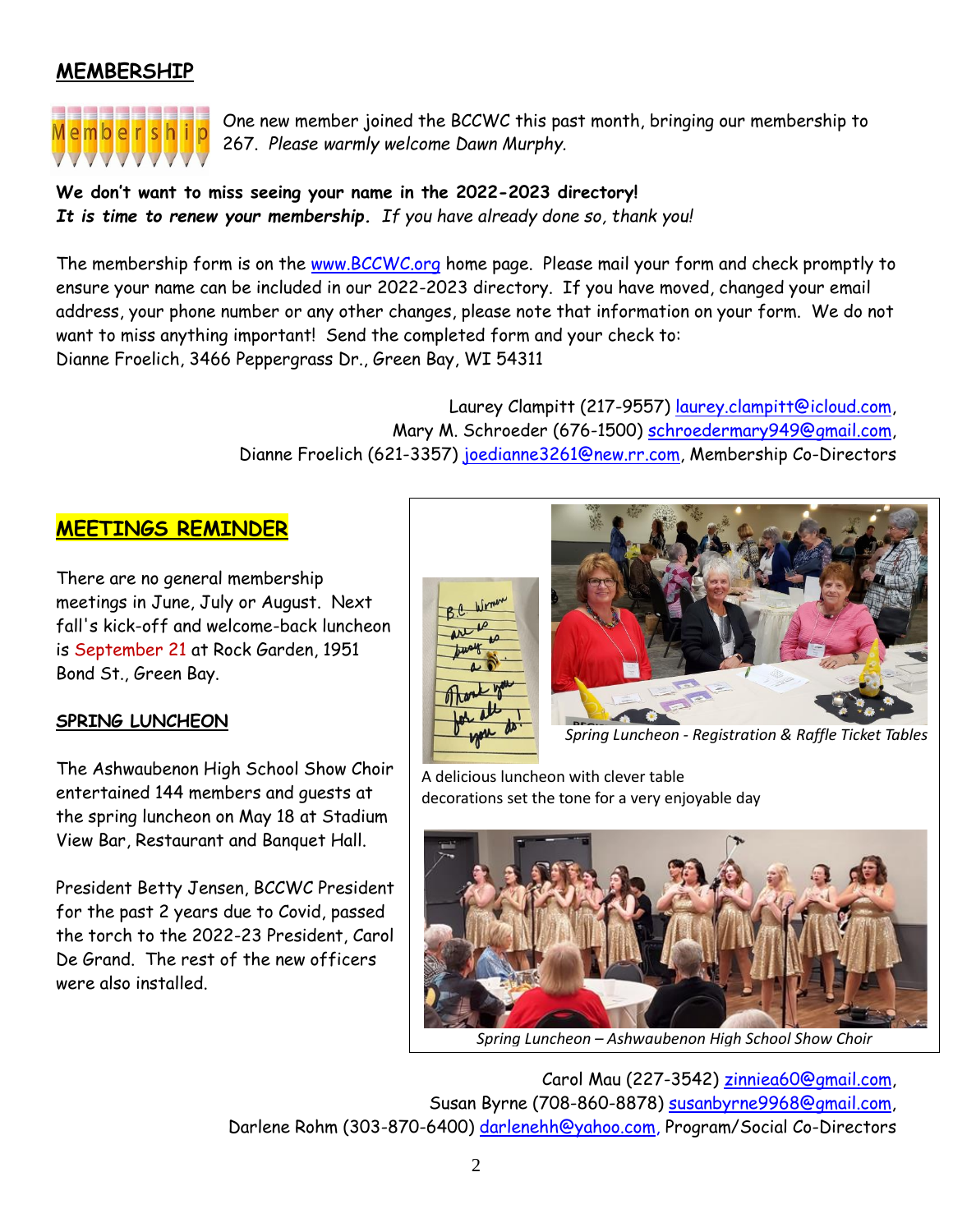## MEMBERSHIP

One new member joined the BCCWC this past month, bringing our membership to 267. *Please warmly welcome Dawn Murphy.*

**We don't want to miss seeing your name in the 2022-2023 directory!**
***It is time to renew your membership.*** *If you have already done so, thank you!*

The membership form is on the www.BCCWC.org home page. Please mail your form and check promptly to ensure your name can be included in our 2022-2023 directory. If you have moved, changed your email address, your phone number or any other changes, please note that information on your form. We do not want to miss anything important! Send the completed form and your check to:
Dianne Froelich, 3466 Peppergrass Dr., Green Bay, WI 54311

Laurey Clampitt (217-9557) laurey.clampitt@icloud.com,
Mary M. Schroeder (676-1500) schroedermary949@gmail.com,
Dianne Froelich (621-3357) joedianne3261@new.rr.com, Membership Co-Directors

## MEETINGS REMINDER

There are no general membership meetings in June, July or August. Next fall's kick-off and welcome-back luncheon is September 21 at Rock Garden, 1951 Bond St., Green Bay.

### SPRING LUNCHEON

The Ashwaubenon High School Show Choir entertained 144 members and guests at the spring luncheon on May 18 at Stadium View Bar, Restaurant and Banquet Hall.

President Betty Jensen, BCCWC President for the past 2 years due to Covid, passed the torch to the 2022-23 President, Carol De Grand. The rest of the new officers were also installed.

*Spring Luncheon - Registration & Raffle Ticket Tables*

A delicious luncheon with clever table decorations set the tone for a very enjoyable day

*Spring Luncheon – Ashwaubenon High School Show Choir*

Carol Mau (227-3542) zinniea60@gmail.com,
Susan Byrne (708-860-8878) susanbyrne9968@gmail.com,
Darlene Rohm (303-870-6400) darlenehh@yahoo.com, Program/Social Co-Directors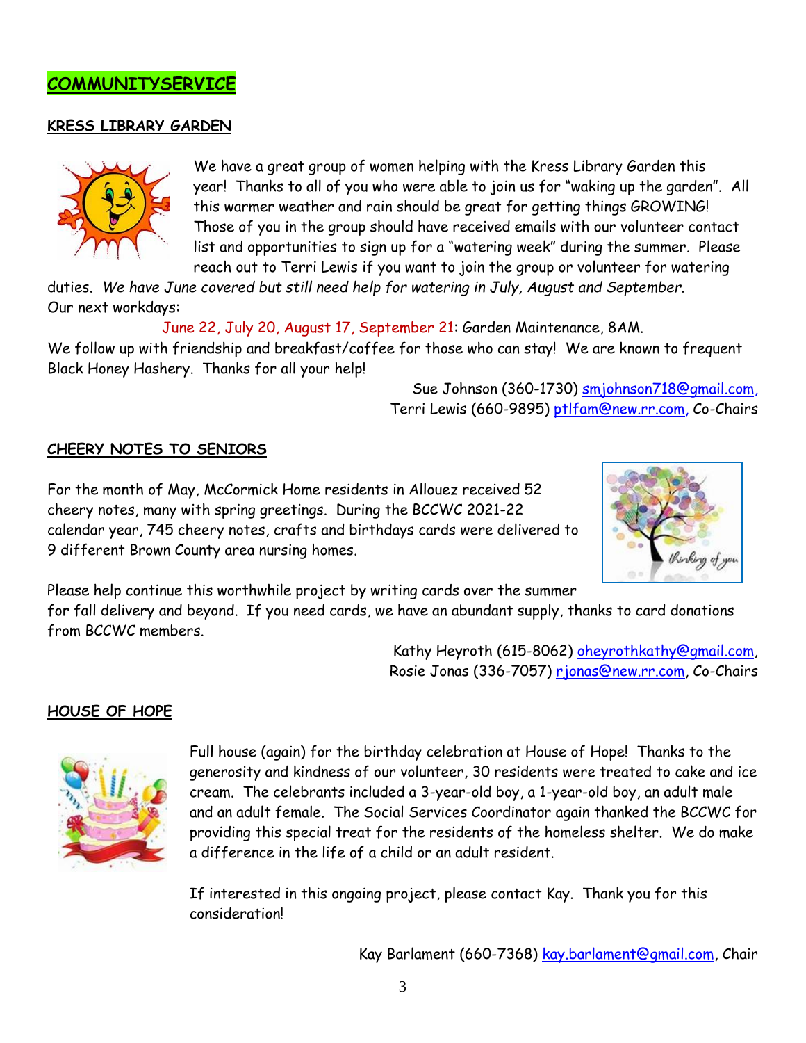## COMMUNITYSERVICE

### KRESS LIBRARY GARDEN

We have a great group of women helping with the Kress Library Garden this year! Thanks to all of you who were able to join us for "waking up the garden". All this warmer weather and rain should be great for getting things GROWING! Those of you in the group should have received emails with our volunteer contact list and opportunities to sign up for a "watering week" during the summer. Please reach out to Terri Lewis if you want to join the group or volunteer for watering duties. *We have June covered but still need help for watering in July, August and September.*
Our next workdays:

June 22, July 20, August 17, September 21: Garden Maintenance, 8AM.

We follow up with friendship and breakfast/coffee for those who can stay! We are known to frequent Black Honey Hashery. Thanks for all your help!

Sue Johnson (360-1730) smjohnson718@gmail.com,
Terri Lewis (660-9895) ptlfam@new.rr.com, Co-Chairs

### CHEERY NOTES TO SENIORS

For the month of May, McCormick Home residents in Allouez received 52 cheery notes, many with spring greetings. During the BCCWC 2021-22 calendar year, 745 cheery notes, crafts and birthdays cards were delivered to 9 different Brown County area nursing homes.

Please help continue this worthwhile project by writing cards over the summer for fall delivery and beyond. If you need cards, we have an abundant supply, thanks to card donations from BCCWC members.

Kathy Heyroth (615-8062) oheyrothkathy@gmail.com,
Rosie Jonas (336-7057) rjonas@new.rr.com, Co-Chairs

### HOUSE OF HOPE

Full house (again) for the birthday celebration at House of Hope! Thanks to the generosity and kindness of our volunteer, 30 residents were treated to cake and ice cream. The celebrants included a 3-year-old boy, a 1-year-old boy, an adult male and an adult female. The Social Services Coordinator again thanked the BCCWC for providing this special treat for the residents of the homeless shelter. We do make a difference in the life of a child or an adult resident.

If interested in this ongoing project, please contact Kay. Thank you for this consideration!

Kay Barlament (660-7368) kay.barlament@gmail.com, Chair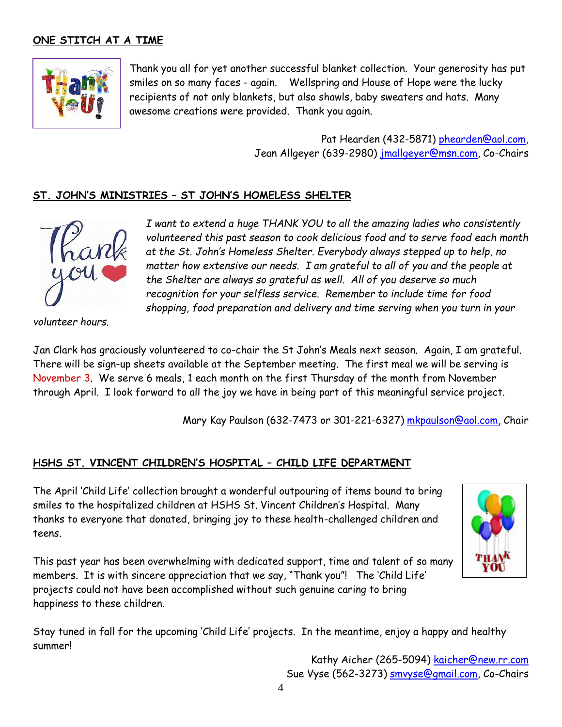## ONE STITCH AT A TIME

Thank you all for yet another successful blanket collection. Your generosity has put smiles on so many faces - again. Wellspring and House of Hope were the lucky recipients of not only blankets, but also shawls, baby sweaters and hats. Many awesome creations were provided. Thank you again.

Pat Hearden (432-5871) phearden@aol.com,
Jean Allgeyer (639-2980) jmallgeyer@msn.com, Co-Chairs

## ST. JOHN'S MINISTRIES – ST JOHN'S HOMELESS SHELTER

*I want to extend a huge THANK YOU to all the amazing ladies who consistently volunteered this past season to cook delicious food and to serve food each month at the St. John's Homeless Shelter. Everybody always stepped up to help, no matter how extensive our needs. I am grateful to all of you and the people at the Shelter are always so grateful as well. All of you deserve so much recognition for your selfless service. Remember to include time for food shopping, food preparation and delivery and time serving when you turn in your volunteer hours.*

Jan Clark has graciously volunteered to co-chair the St John's Meals next season. Again, I am grateful. There will be sign-up sheets available at the September meeting. The first meal we will be serving is November 3. We serve 6 meals, 1 each month on the first Thursday of the month from November through April. I look forward to all the joy we have in being part of this meaningful service project.

Mary Kay Paulson (632-7473 or 301-221-6327) mkpaulson@aol.com, Chair

## HSHS ST. VINCENT CHILDREN'S HOSPITAL – CHILD LIFE DEPARTMENT

The April 'Child Life' collection brought a wonderful outpouring of items bound to bring smiles to the hospitalized children at HSHS St. Vincent Children's Hospital. Many thanks to everyone that donated, bringing joy to these health-challenged children and teens.

This past year has been overwhelming with dedicated support, time and talent of so many members. It is with sincere appreciation that we say, "Thank you"! The 'Child Life' projects could not have been accomplished without such genuine caring to bring happiness to these children.

Stay tuned in fall for the upcoming 'Child Life' projects. In the meantime, enjoy a happy and healthy summer!

Kathy Aicher (265-5094) kaicher@new.rr.com
Sue Vyse (562-3273) smvyse@gmail.com, Co-Chairs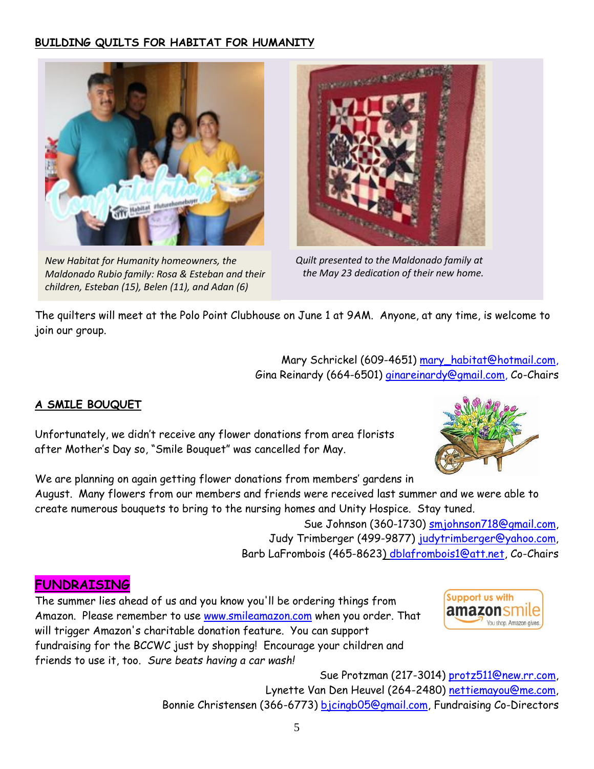## BUILDING QUILTS FOR HABITAT FOR HUMANITY

*New Habitat for Humanity homeowners, the Maldonado Rubio family: Rosa & Esteban and their children, Esteban (15), Belen (11), and Adan (6)*

*Quilt presented to the Maldonado family at the May 23 dedication of their new home.*

The quilters will meet at the Polo Point Clubhouse on June 1 at 9AM. Anyone, at any time, is welcome to join our group.

Mary Schrickel (609-4651) mary_habitat@hotmail.com,
Gina Reinardy (664-6501) ginareinardy@gmail.com, Co-Chairs

## A SMILE BOUQUET

Unfortunately, we didn't receive any flower donations from area florists after Mother's Day so, "Smile Bouquet" was cancelled for May.

We are planning on again getting flower donations from members' gardens in August. Many flowers from our members and friends were received last summer and we were able to create numerous bouquets to bring to the nursing homes and Unity Hospice. Stay tuned.

Sue Johnson (360-1730) smjohnson718@gmail.com,
Judy Trimberger (499-9877) judytrimberger@yahoo.com,
Barb LaFrombois (465-8623) dblafrombois1@att.net, Co-Chairs

## FUNDRAISING

The summer lies ahead of us and you know you'll be ordering things from Amazon. Please remember to use www.smileamazon.com when you order. That will trigger Amazon's charitable donation feature. You can support fundraising for the BCCWC just by shopping! Encourage your children and friends to use it, too. *Sure beats having a car wash!*

Sue Protzman (217-3014) protz511@new.rr.com,
Lynette Van Den Heuvel (264-2480) nettiemayou@me.com,
Bonnie Christensen (366-6773) bjcingb05@gmail.com, Fundraising Co-Directors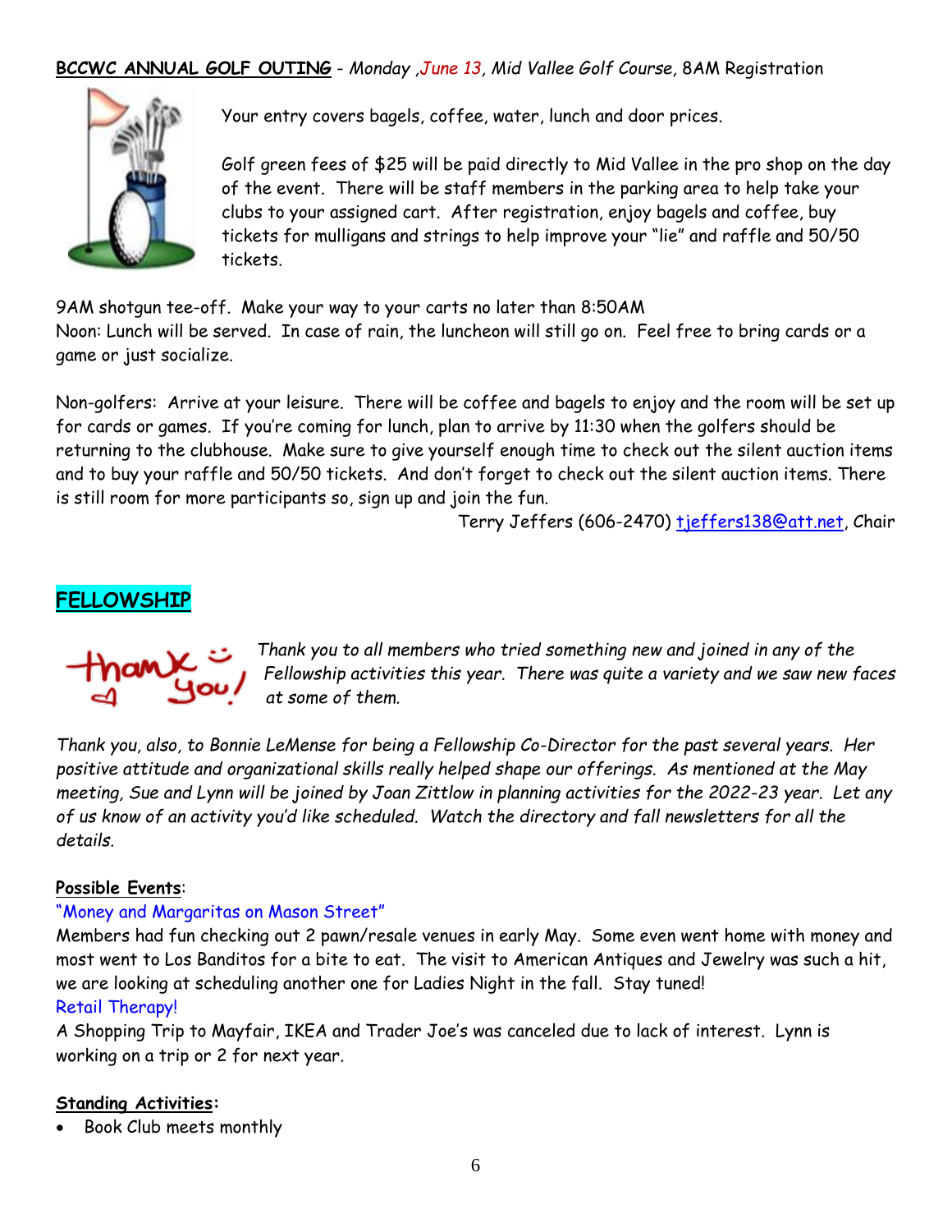**BCCWC ANNUAL GOLF OUTING** - *Monday ,June 13, Mid Vallee Golf Course*, 8AM Registration

Your entry covers bagels, coffee, water, lunch and door prices.

Golf green fees of $25 will be paid directly to Mid Vallee in the pro shop on the day of the event. There will be staff members in the parking area to help take your clubs to your assigned cart. After registration, enjoy bagels and coffee, buy tickets for mulligans and strings to help improve your "lie" and raffle and 50/50 tickets.

9AM shotgun tee-off. Make your way to your carts no later than 8:50AM
Noon: Lunch will be served. In case of rain, the luncheon will still go on. Feel free to bring cards or a game or just socialize.

Non-golfers: Arrive at your leisure. There will be coffee and bagels to enjoy and the room will be set up for cards or games. If you're coming for lunch, plan to arrive by 11:30 when the golfers should be returning to the clubhouse. Make sure to give yourself enough time to check out the silent auction items and to buy your raffle and 50/50 tickets. And don't forget to check out the silent auction items. There is still room for more participants so, sign up and join the fun.

Terry Jeffers (606-2470) tjeffers138@att.net, Chair

## FELLOWSHIP

*Thank you to all members who tried something new and joined in any of the Fellowship activities this year. There was quite a variety and we saw new faces at some of them.*

*Thank you, also, to Bonnie LeMense for being a Fellowship Co-Director for the past several years. Her positive attitude and organizational skills really helped shape our offerings. As mentioned at the May meeting, Sue and Lynn will be joined by Joan Zittlow in planning activities for the 2022-23 year. Let any of us know of an activity you'd like scheduled. Watch the directory and fall newsletters for all the details.*

**Possible Events**:

"Money and Margaritas on Mason Street"
Members had fun checking out 2 pawn/resale venues in early May. Some even went home with money and most went to Los Banditos for a bite to eat. The visit to American Antiques and Jewelry was such a hit, we are looking at scheduling another one for Ladies Night in the fall. Stay tuned!

Retail Therapy!
A Shopping Trip to Mayfair, IKEA and Trader Joe's was canceled due to lack of interest. Lynn is working on a trip or 2 for next year.

**Standing Activities:**

- Book Club meets monthly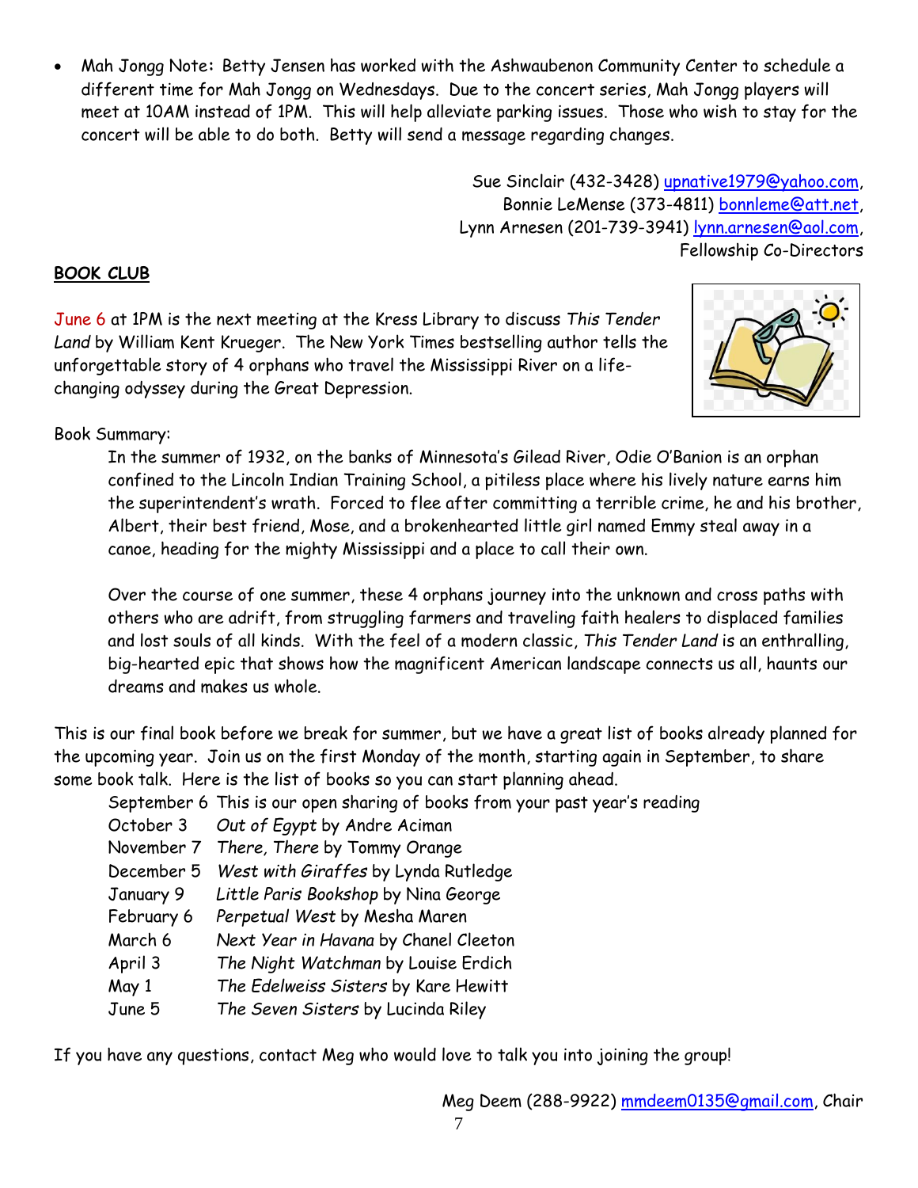- Mah Jongg Note**:** Betty Jensen has worked with the Ashwaubenon Community Center to schedule a different time for Mah Jongg on Wednesdays. Due to the concert series, Mah Jongg players will meet at 10AM instead of 1PM. This will help alleviate parking issues. Those who wish to stay for the concert will be able to do both. Betty will send a message regarding changes.

Sue Sinclair (432-3428) upnative1979@yahoo.com,
Bonnie LeMense (373-4811) bonnleme@att.net,
Lynn Arnesen (201-739-3941) lynn.arnesen@aol.com,
Fellowship Co-Directors

**BOOK CLUB**

June 6 at 1PM is the next meeting at the Kress Library to discuss *This Tender Land* by William Kent Krueger. The New York Times bestselling author tells the unforgettable story of 4 orphans who travel the Mississippi River on a life-changing odyssey during the Great Depression.

Book Summary:

> In the summer of 1932, on the banks of Minnesota's Gilead River, Odie O'Banion is an orphan confined to the Lincoln Indian Training School, a pitiless place where his lively nature earns him the superintendent's wrath. Forced to flee after committing a terrible crime, he and his brother, Albert, their best friend, Mose, and a brokenhearted little girl named Emmy steal away in a canoe, heading for the mighty Mississippi and a place to call their own.
>
> Over the course of one summer, these 4 orphans journey into the unknown and cross paths with others who are adrift, from struggling farmers and traveling faith healers to displaced families and lost souls of all kinds. With the feel of a modern classic, *This Tender Land* is an enthralling, big-hearted epic that shows how the magnificent American landscape connects us all, haunts our dreams and makes us whole.

This is our final book before we break for summer, but we have a great list of books already planned for the upcoming year. Join us on the first Monday of the month, starting again in September, to share some book talk. Here is the list of books so you can start planning ahead.

| | |
|---|---|
| September 6 | This is our open sharing of books from your past year's reading |
| October 3 | *Out of Egypt* by Andre Aciman |
| November 7 | *There, There* by Tommy Orange |
| December 5 | *West with Giraffes* by Lynda Rutledge |
| January 9 | *Little Paris Bookshop* by Nina George |
| February 6 | *Perpetual West* by Mesha Maren |
| March 6 | *Next Year in Havana* by Chanel Cleeton |
| April 3 | *The Night Watchman* by Louise Erdich |
| May 1 | *The Edelweiss Sisters* by Kare Hewitt |
| June 5 | *The Seven Sisters* by Lucinda Riley |

If you have any questions, contact Meg who would love to talk you into joining the group!

Meg Deem (288-9922) mmdeem0135@gmail.com, Chair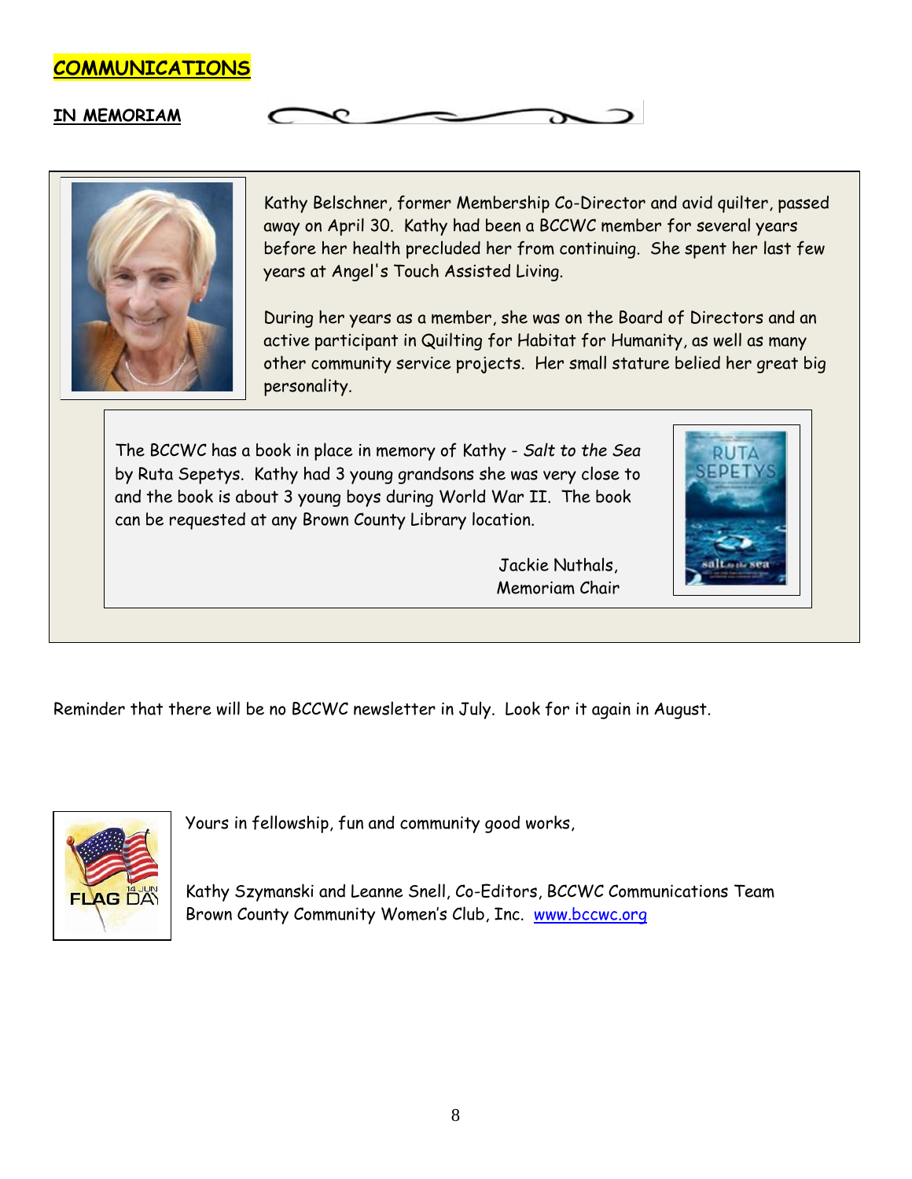## COMMUNICATIONS

### IN MEMORIAM

Kathy Belschner, former Membership Co-Director and avid quilter, passed away on April 30. Kathy had been a BCCWC member for several years before her health precluded her from continuing. She spent her last few years at Angel's Touch Assisted Living.

During her years as a member, she was on the Board of Directors and an active participant in Quilting for Habitat for Humanity, as well as many other community service projects. Her small stature belied her great big personality.

The BCCWC has a book in place in memory of Kathy - *Salt to the Sea* by Ruta Sepetys. Kathy had 3 young grandsons she was very close to and the book is about 3 young boys during World War II. The book can be requested at any Brown County Library location.

Jackie Nuthals,
Memoriam Chair

Reminder that there will be no BCCWC newsletter in July. Look for it again in August.

Yours in fellowship, fun and community good works,

Kathy Szymanski and Leanne Snell, Co-Editors, BCCWC Communications Team
Brown County Community Women's Club, Inc. [www.bccwc.org](http://www.bccwc.org)